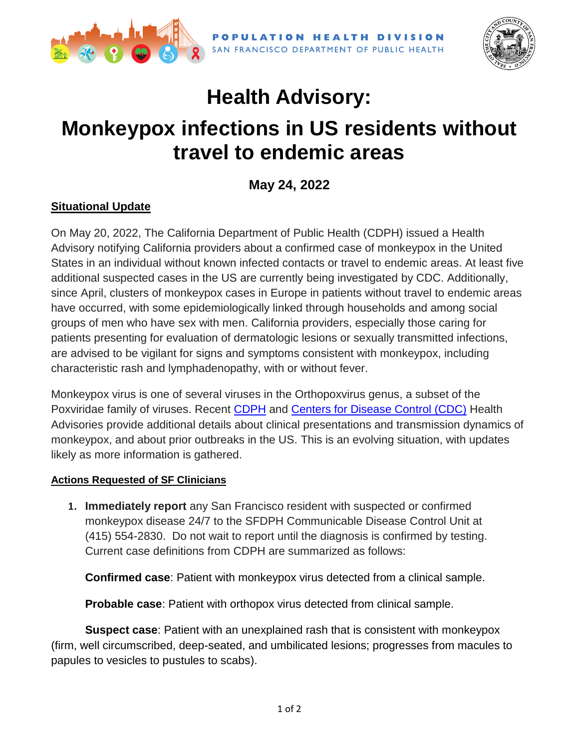POPULATION HEALTH DIVISION
SAN FRANCISCO DEPARTMENT OF PUBLIC HEALTH

# Health Advisory:

# Monkeypox infections in US residents without travel to endemic areas

### May 24, 2022

## Situational Update

On May 20, 2022, The California Department of Public Health (CDPH) issued a Health Advisory notifying California providers about a confirmed case of monkeypox in the United States in an individual without known infected contacts or travel to endemic areas. At least five additional suspected cases in the US are currently being investigated by CDC. Additionally, since April, clusters of monkeypox cases in Europe in patients without travel to endemic areas have occurred, with some epidemiologically linked through households and among social groups of men who have sex with men. California providers, especially those caring for patients presenting for evaluation of dermatologic lesions or sexually transmitted infections, are advised to be vigilant for signs and symptoms consistent with monkeypox, including characteristic rash and lymphadenopathy, with or without fever.

Monkeypox virus is one of several viruses in the Orthopoxvirus genus, a subset of the Poxviridae family of viruses. Recent CDPH and Centers for Disease Control (CDC) Health Advisories provide additional details about clinical presentations and transmission dynamics of monkeypox, and about prior outbreaks in the US. This is an evolving situation, with updates likely as more information is gathered.

## Actions Requested of SF Clinicians

1. **Immediately report** any San Francisco resident with suspected or confirmed monkeypox disease 24/7 to the SFDPH Communicable Disease Control Unit at (415) 554-2830. Do not wait to report until the diagnosis is confirmed by testing. Current case definitions from CDPH are summarized as follows:

   **Confirmed case**: Patient with monkeypox virus detected from a clinical sample.

   **Probable case**: Patient with orthopox virus detected from clinical sample.

   **Suspect case**: Patient with an unexplained rash that is consistent with monkeypox (firm, well circumscribed, deep-seated, and umbilicated lesions; progresses from macules to papules to vesicles to pustules to scabs).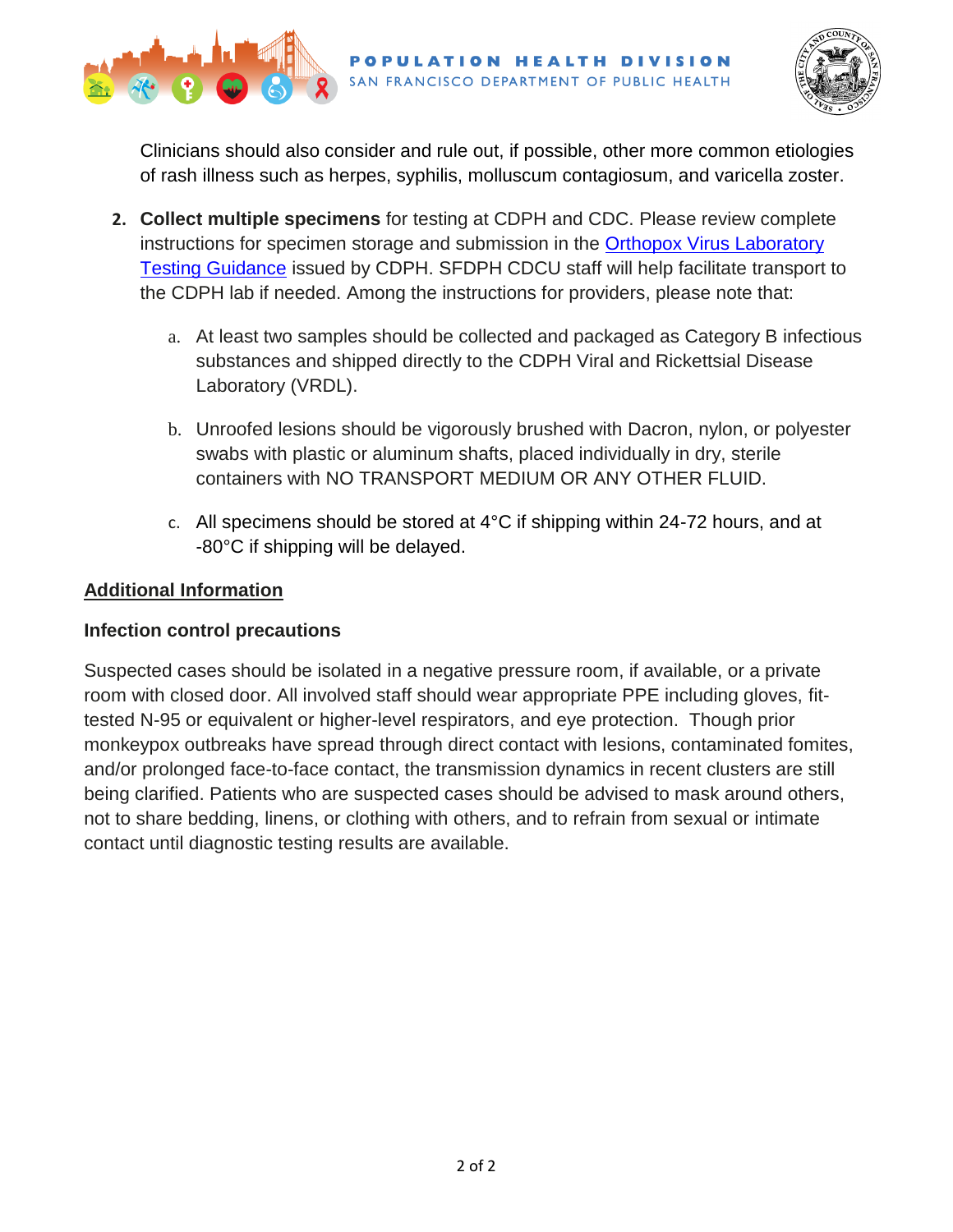Clinicians should also consider and rule out, if possible, other more common etiologies of rash illness such as herpes, syphilis, molluscum contagiosum, and varicella zoster.

2. **Collect multiple specimens** for testing at CDPH and CDC. Please review complete instructions for specimen storage and submission in the Orthopox Virus Laboratory Testing Guidance issued by CDPH. SFDPH CDCU staff will help facilitate transport to the CDPH lab if needed. Among the instructions for providers, please note that:

   a. At least two samples should be collected and packaged as Category B infectious substances and shipped directly to the CDPH Viral and Rickettsial Disease Laboratory (VRDL).

   b. Unroofed lesions should be vigorously brushed with Dacron, nylon, or polyester swabs with plastic or aluminum shafts, placed individually in dry, sterile containers with NO TRANSPORT MEDIUM OR ANY OTHER FLUID.

   c. All specimens should be stored at 4°C if shipping within 24-72 hours, and at -80°C if shipping will be delayed.

## Additional Information

### Infection control precautions

Suspected cases should be isolated in a negative pressure room, if available, or a private room with closed door. All involved staff should wear appropriate PPE including gloves, fit-tested N-95 or equivalent or higher-level respirators, and eye protection. Though prior monkeypox outbreaks have spread through direct contact with lesions, contaminated fomites, and/or prolonged face-to-face contact, the transmission dynamics in recent clusters are still being clarified. Patients who are suspected cases should be advised to mask around others, not to share bedding, linens, or clothing with others, and to refrain from sexual or intimate contact until diagnostic testing results are available.